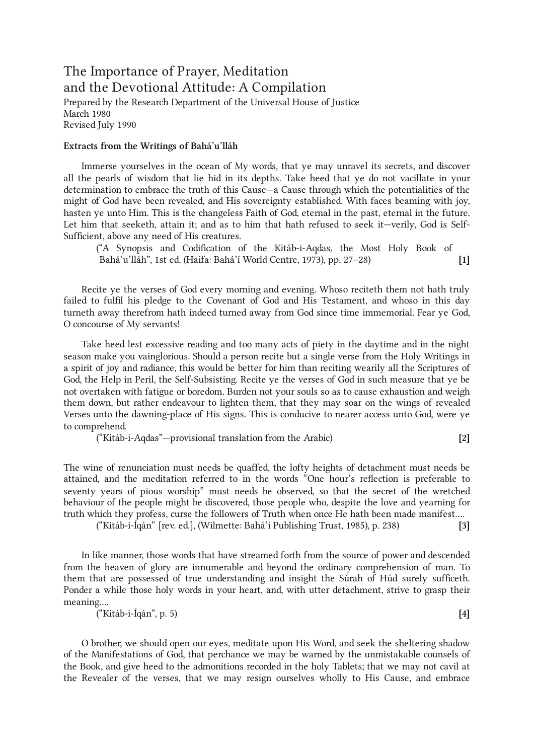# The Importance of Prayer, Meditation and the Devotional Attitude: A Compilation

Prepared by the Research Department of the Universal House of Justice
March 1980
Revised July 1990

### Extracts from the Writings of Bahá'u'lláh

Immerse yourselves in the ocean of My words, that ye may unravel its secrets, and discover all the pearls of wisdom that lie hid in its depths. Take heed that ye do not vacillate in your determination to embrace the truth of this Cause—a Cause through which the potentialities of the might of God have been revealed, and His sovereignty established. With faces beaming with joy, hasten ye unto Him. This is the changeless Faith of God, eternal in the past, eternal in the future. Let him that seeketh, attain it; and as to him that hath refused to seek it—verily, God is Self-Sufficient, above any need of His creatures.

("A Synopsis and Codification of the Kitáb-i-Aqdas, the Most Holy Book of Bahá'u'lláh", 1st ed. (Haifa: Bahá'í World Centre, 1973), pp. 27–28) **[1]**

Recite ye the verses of God every morning and evening. Whoso reciteth them not hath truly failed to fulfil his pledge to the Covenant of God and His Testament, and whoso in this day turneth away therefrom hath indeed turned away from God since time immemorial. Fear ye God, O concourse of My servants!

Take heed lest excessive reading and too many acts of piety in the daytime and in the night season make you vainglorious. Should a person recite but a single verse from the Holy Writings in a spirit of joy and radiance, this would be better for him than reciting wearily all the Scriptures of God, the Help in Peril, the Self-Subsisting. Recite ye the verses of God in such measure that ye be not overtaken with fatigue or boredom. Burden not your souls so as to cause exhaustion and weigh them down, but rather endeavour to lighten them, that they may soar on the wings of revealed Verses unto the dawning-place of His signs. This is conducive to nearer access unto God, were ye to comprehend.

("Kitáb-i-Aqdas"—provisional translation from the Arabic) **[2]**

The wine of renunciation must needs be quaffed, the lofty heights of detachment must needs be attained, and the meditation referred to in the words "One hour's reflection is preferable to seventy years of pious worship" must needs be observed, so that the secret of the wretched behaviour of the people might be discovered, those people who, despite the love and yearning for truth which they profess, curse the followers of Truth when once He hath been made manifest....

("Kitáb-i-Íqán" [rev. ed.], (Wilmette: Bahá'í Publishing Trust, 1985), p. 238) **[3]**

In like manner, those words that have streamed forth from the source of power and descended from the heaven of glory are innumerable and beyond the ordinary comprehension of man. To them that are possessed of true understanding and insight the Súrah of Húd surely sufficeth. Ponder a while those holy words in your heart, and, with utter detachment, strive to grasp their meaning....

("Kitáb-i-Íqán", p. 5) **[4]**

O brother, we should open our eyes, meditate upon His Word, and seek the sheltering shadow of the Manifestations of God, that perchance we may be warned by the unmistakable counsels of the Book, and give heed to the admonitions recorded in the holy Tablets; that we may not cavil at the Revealer of the verses, that we may resign ourselves wholly to His Cause, and embrace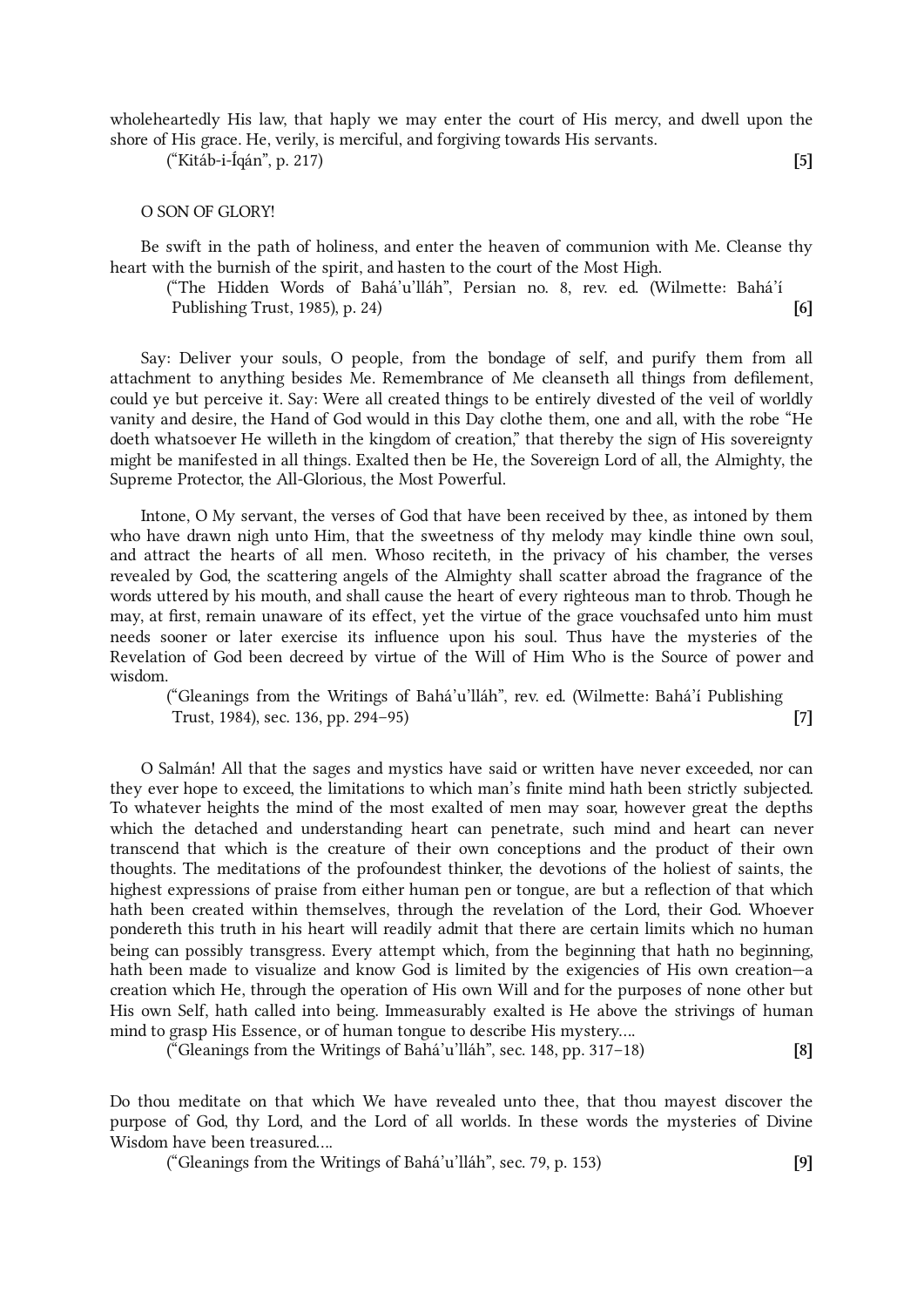wholeheartedly His law, that haply we may enter the court of His mercy, and dwell upon the shore of His grace. He, verily, is merciful, and forgiving towards His servants.

("Kitáb-i-Íqán", p. 217) **[5]**

O SON OF GLORY!

Be swift in the path of holiness, and enter the heaven of communion with Me. Cleanse thy heart with the burnish of the spirit, and hasten to the court of the Most High.

("The Hidden Words of Bahá'u'lláh", Persian no. 8, rev. ed. (Wilmette: Bahá'í Publishing Trust, 1985), p. 24) **[6]**

Say: Deliver your souls, O people, from the bondage of self, and purify them from all attachment to anything besides Me. Remembrance of Me cleanseth all things from defilement, could ye but perceive it. Say: Were all created things to be entirely divested of the veil of worldly vanity and desire, the Hand of God would in this Day clothe them, one and all, with the robe "He doeth whatsoever He willeth in the kingdom of creation," that thereby the sign of His sovereignty might be manifested in all things. Exalted then be He, the Sovereign Lord of all, the Almighty, the Supreme Protector, the All-Glorious, the Most Powerful.

Intone, O My servant, the verses of God that have been received by thee, as intoned by them who have drawn nigh unto Him, that the sweetness of thy melody may kindle thine own soul, and attract the hearts of all men. Whoso reciteth, in the privacy of his chamber, the verses revealed by God, the scattering angels of the Almighty shall scatter abroad the fragrance of the words uttered by his mouth, and shall cause the heart of every righteous man to throb. Though he may, at first, remain unaware of its effect, yet the virtue of the grace vouchsafed unto him must needs sooner or later exercise its influence upon his soul. Thus have the mysteries of the Revelation of God been decreed by virtue of the Will of Him Who is the Source of power and wisdom.

("Gleanings from the Writings of Bahá'u'lláh", rev. ed. (Wilmette: Bahá'í Publishing Trust, 1984), sec. 136, pp. 294–95) **[7]**

O Salmán! All that the sages and mystics have said or written have never exceeded, nor can they ever hope to exceed, the limitations to which man's finite mind hath been strictly subjected. To whatever heights the mind of the most exalted of men may soar, however great the depths which the detached and understanding heart can penetrate, such mind and heart can never transcend that which is the creature of their own conceptions and the product of their own thoughts. The meditations of the profoundest thinker, the devotions of the holiest of saints, the highest expressions of praise from either human pen or tongue, are but a reflection of that which hath been created within themselves, through the revelation of the Lord, their God. Whoever pondereth this truth in his heart will readily admit that there are certain limits which no human being can possibly transgress. Every attempt which, from the beginning that hath no beginning, hath been made to visualize and know God is limited by the exigencies of His own creation—a creation which He, through the operation of His own Will and for the purposes of none other but His own Self, hath called into being. Immeasurably exalted is He above the strivings of human mind to grasp His Essence, or of human tongue to describe His mystery....

("Gleanings from the Writings of Bahá'u'lláh", sec. 148, pp. 317–18) **[8]**

Do thou meditate on that which We have revealed unto thee, that thou mayest discover the purpose of God, thy Lord, and the Lord of all worlds. In these words the mysteries of Divine Wisdom have been treasured....

("Gleanings from the Writings of Bahá'u'lláh", sec. 79, p. 153) **[9]**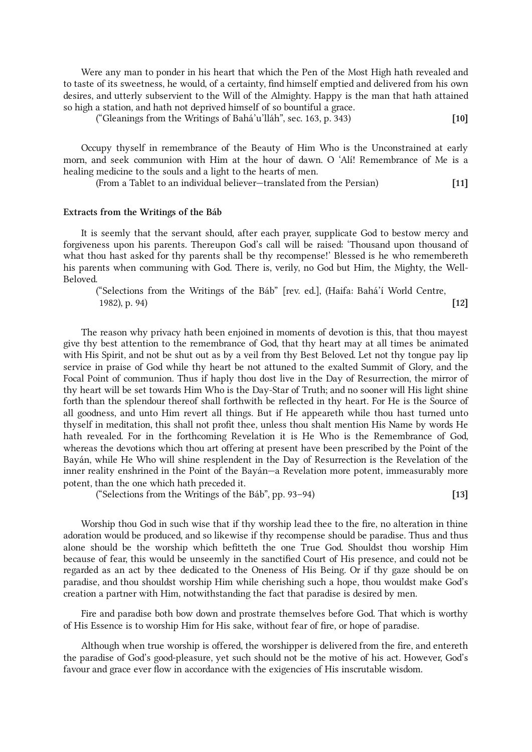Were any man to ponder in his heart that which the Pen of the Most High hath revealed and to taste of its sweetness, he would, of a certainty, find himself emptied and delivered from his own desires, and utterly subservient to the Will of the Almighty. Happy is the man that hath attained so high a station, and hath not deprived himself of so bountiful a grace.

("Gleanings from the Writings of Bahá'u'lláh", sec. 163, p. 343) **[10]**

Occupy thyself in remembrance of the Beauty of Him Who is the Unconstrained at early morn, and seek communion with Him at the hour of dawn. O 'Alí! Remembrance of Me is a healing medicine to the souls and a light to the hearts of men.

(From a Tablet to an individual believer—translated from the Persian) **[11]**

**Extracts from the Writings of the Báb**

It is seemly that the servant should, after each prayer, supplicate God to bestow mercy and forgiveness upon his parents. Thereupon God's call will be raised: 'Thousand upon thousand of what thou hast asked for thy parents shall be thy recompense!' Blessed is he who remembereth his parents when communing with God. There is, verily, no God but Him, the Mighty, the Well-Beloved.

("Selections from the Writings of the Báb" [rev. ed.], (Haifa: Bahá'í World Centre, 1982), p. 94) **[12]**

The reason why privacy hath been enjoined in moments of devotion is this, that thou mayest give thy best attention to the remembrance of God, that thy heart may at all times be animated with His Spirit, and not be shut out as by a veil from thy Best Beloved. Let not thy tongue pay lip service in praise of God while thy heart be not attuned to the exalted Summit of Glory, and the Focal Point of communion. Thus if haply thou dost live in the Day of Resurrection, the mirror of thy heart will be set towards Him Who is the Day-Star of Truth; and no sooner will His light shine forth than the splendour thereof shall forthwith be reflected in thy heart. For He is the Source of all goodness, and unto Him revert all things. But if He appeareth while thou hast turned unto thyself in meditation, this shall not profit thee, unless thou shalt mention His Name by words He hath revealed. For in the forthcoming Revelation it is He Who is the Remembrance of God, whereas the devotions which thou art offering at present have been prescribed by the Point of the Bayán, while He Who will shine resplendent in the Day of Resurrection is the Revelation of the inner reality enshrined in the Point of the Bayán—a Revelation more potent, immeasurably more potent, than the one which hath preceded it.

("Selections from the Writings of the Báb", pp. 93–94) **[13]**

Worship thou God in such wise that if thy worship lead thee to the fire, no alteration in thine adoration would be produced, and so likewise if thy recompense should be paradise. Thus and thus alone should be the worship which befitteth the one True God. Shouldst thou worship Him because of fear, this would be unseemly in the sanctified Court of His presence, and could not be regarded as an act by thee dedicated to the Oneness of His Being. Or if thy gaze should be on paradise, and thou shouldst worship Him while cherishing such a hope, thou wouldst make God's creation a partner with Him, notwithstanding the fact that paradise is desired by men.

Fire and paradise both bow down and prostrate themselves before God. That which is worthy of His Essence is to worship Him for His sake, without fear of fire, or hope of paradise.

Although when true worship is offered, the worshipper is delivered from the fire, and entereth the paradise of God's good-pleasure, yet such should not be the motive of his act. However, God's favour and grace ever flow in accordance with the exigencies of His inscrutable wisdom.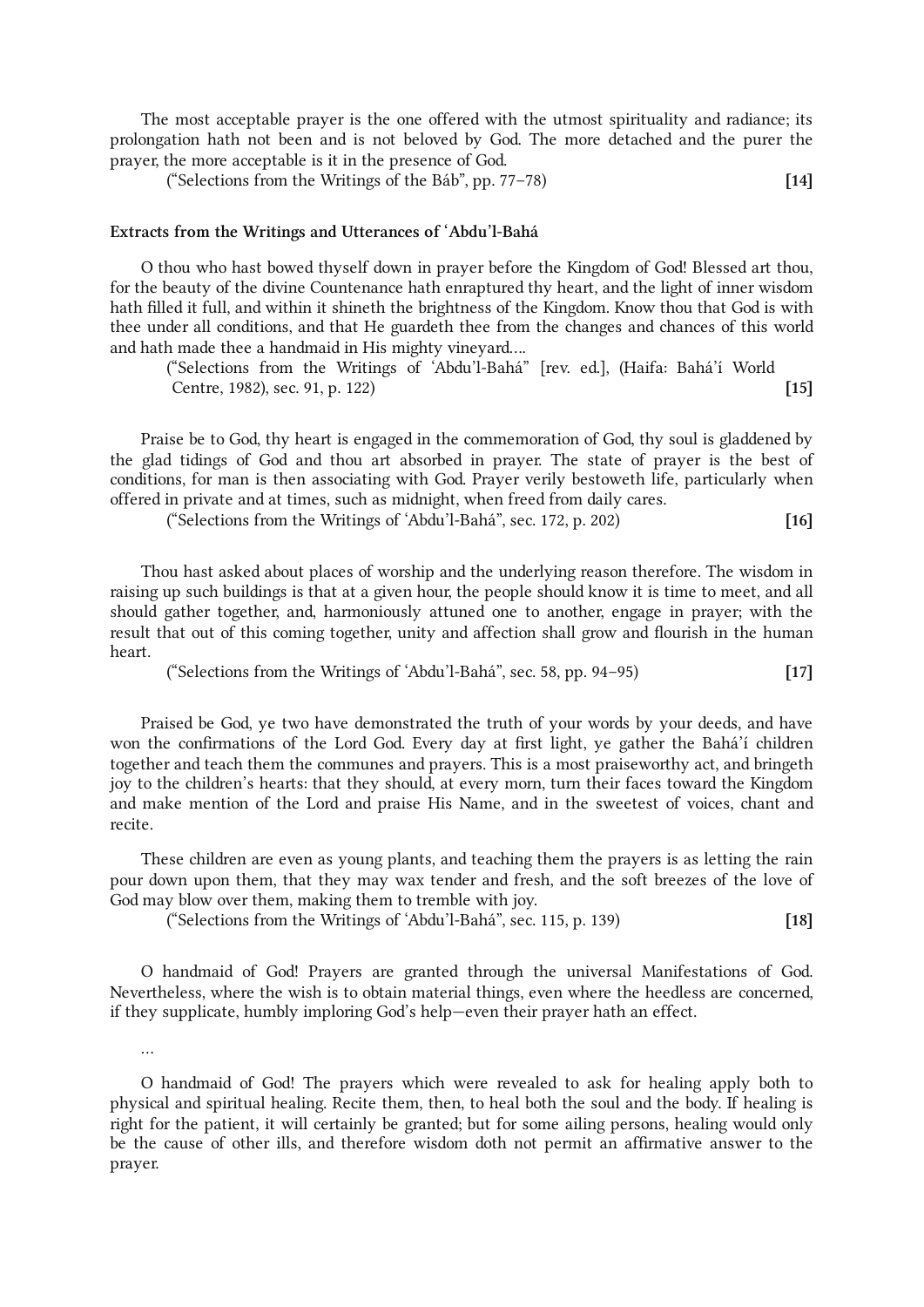The most acceptable prayer is the one offered with the utmost spirituality and radiance; its prolongation hath not been and is not beloved by God. The more detached and the purer the prayer, the more acceptable is it in the presence of God.

("Selections from the Writings of the Báb", pp. 77–78) **[14]**

**Extracts from the Writings and Utterances of ʻAbdu'l-Bahá**

O thou who hast bowed thyself down in prayer before the Kingdom of God! Blessed art thou, for the beauty of the divine Countenance hath enraptured thy heart, and the light of inner wisdom hath filled it full, and within it shineth the brightness of the Kingdom. Know thou that God is with thee under all conditions, and that He guardeth thee from the changes and chances of this world and hath made thee a handmaid in His mighty vineyard....

("Selections from the Writings of ʻAbdu'l-Bahá" [rev. ed.], (Haifa: Bahá'í World Centre, 1982), sec. 91, p. 122) **[15]**

Praise be to God, thy heart is engaged in the commemoration of God, thy soul is gladdened by the glad tidings of God and thou art absorbed in prayer. The state of prayer is the best of conditions, for man is then associating with God. Prayer verily bestoweth life, particularly when offered in private and at times, such as midnight, when freed from daily cares.

("Selections from the Writings of ʻAbdu'l-Bahá", sec. 172, p. 202) **[16]**

Thou hast asked about places of worship and the underlying reason therefore. The wisdom in raising up such buildings is that at a given hour, the people should know it is time to meet, and all should gather together, and, harmoniously attuned one to another, engage in prayer; with the result that out of this coming together, unity and affection shall grow and flourish in the human heart.

("Selections from the Writings of ʻAbdu'l-Bahá", sec. 58, pp. 94–95) **[17]**

Praised be God, ye two have demonstrated the truth of your words by your deeds, and have won the confirmations of the Lord God. Every day at first light, ye gather the Bahá'í children together and teach them the communes and prayers. This is a most praiseworthy act, and bringeth joy to the children's hearts: that they should, at every morn, turn their faces toward the Kingdom and make mention of the Lord and praise His Name, and in the sweetest of voices, chant and recite.

These children are even as young plants, and teaching them the prayers is as letting the rain pour down upon them, that they may wax tender and fresh, and the soft breezes of the love of God may blow over them, making them to tremble with joy.

("Selections from the Writings of ʻAbdu'l-Bahá", sec. 115, p. 139) **[18]**

O handmaid of God! Prayers are granted through the universal Manifestations of God. Nevertheless, where the wish is to obtain material things, even where the heedless are concerned, if they supplicate, humbly imploring God's help—even their prayer hath an effect.

...

O handmaid of God! The prayers which were revealed to ask for healing apply both to physical and spiritual healing. Recite them, then, to heal both the soul and the body. If healing is right for the patient, it will certainly be granted; but for some ailing persons, healing would only be the cause of other ills, and therefore wisdom doth not permit an affirmative answer to the prayer.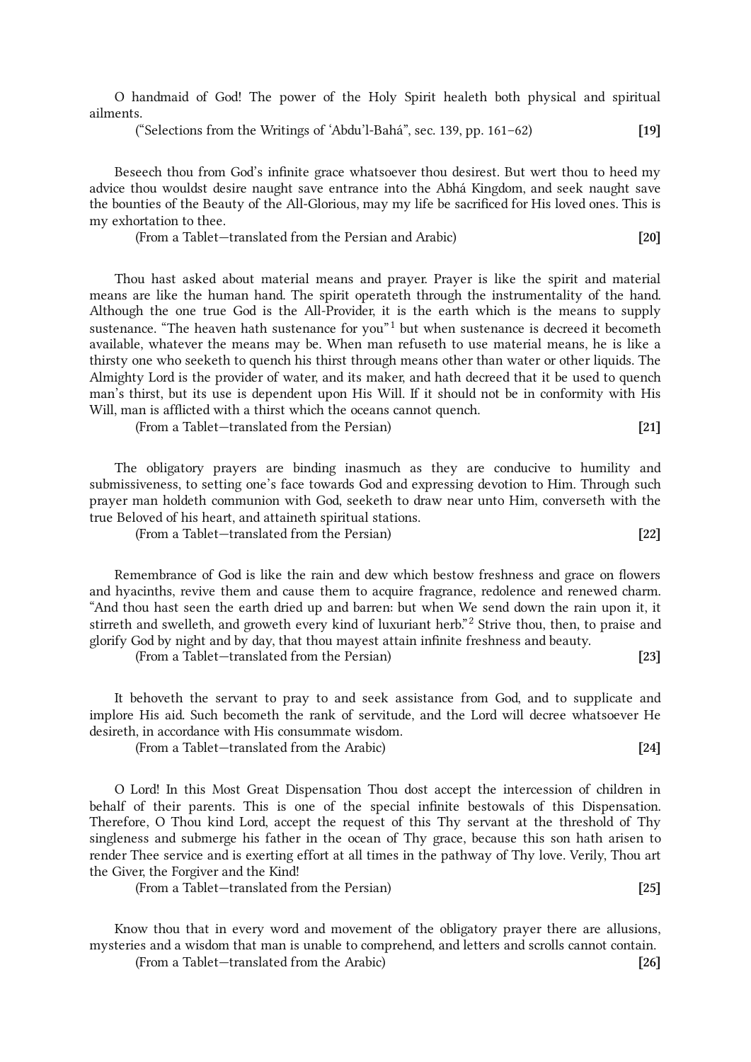O handmaid of God! The power of the Holy Spirit healeth both physical and spiritual ailments.

("Selections from the Writings of 'Abdu'l-Bahá", sec. 139, pp. 161–62) **[19]**

Beseech thou from God's infinite grace whatsoever thou desirest. But wert thou to heed my advice thou wouldst desire naught save entrance into the Abhá Kingdom, and seek naught save the bounties of the Beauty of the All-Glorious, may my life be sacrificed for His loved ones. This is my exhortation to thee.

(From a Tablet—translated from the Persian and Arabic) **[20]**

Thou hast asked about material means and prayer. Prayer is like the spirit and material means are like the human hand. The spirit operateth through the instrumentality of the hand. Although the one true God is the All-Provider, it is the earth which is the means to supply sustenance. "The heaven hath sustenance for you"[1] but when sustenance is decreed it becometh available, whatever the means may be. When man refuseth to use material means, he is like a thirsty one who seeketh to quench his thirst through means other than water or other liquids. The Almighty Lord is the provider of water, and its maker, and hath decreed that it be used to quench man's thirst, but its use is dependent upon His Will. If it should not be in conformity with His Will, man is afflicted with a thirst which the oceans cannot quench.

(From a Tablet—translated from the Persian) **[21]**

The obligatory prayers are binding inasmuch as they are conducive to humility and submissiveness, to setting one's face towards God and expressing devotion to Him. Through such prayer man holdeth communion with God, seeketh to draw near unto Him, converseth with the true Beloved of his heart, and attaineth spiritual stations.

(From a Tablet—translated from the Persian) **[22]**

Remembrance of God is like the rain and dew which bestow freshness and grace on flowers and hyacinths, revive them and cause them to acquire fragrance, redolence and renewed charm. "And thou hast seen the earth dried up and barren: but when We send down the rain upon it, it stirreth and swelleth, and groweth every kind of luxuriant herb."[2] Strive thou, then, to praise and glorify God by night and by day, that thou mayest attain infinite freshness and beauty.

(From a Tablet—translated from the Persian) **[23]**

It behoveth the servant to pray to and seek assistance from God, and to supplicate and implore His aid. Such becometh the rank of servitude, and the Lord will decree whatsoever He desireth, in accordance with His consummate wisdom.

(From a Tablet—translated from the Arabic) **[24]**

O Lord! In this Most Great Dispensation Thou dost accept the intercession of children in behalf of their parents. This is one of the special infinite bestowals of this Dispensation. Therefore, O Thou kind Lord, accept the request of this Thy servant at the threshold of Thy singleness and submerge his father in the ocean of Thy grace, because this son hath arisen to render Thee service and is exerting effort at all times in the pathway of Thy love. Verily, Thou art the Giver, the Forgiver and the Kind!

(From a Tablet—translated from the Persian) **[25]**

Know thou that in every word and movement of the obligatory prayer there are allusions, mysteries and a wisdom that man is unable to comprehend, and letters and scrolls cannot contain.

(From a Tablet—translated from the Arabic) **[26]**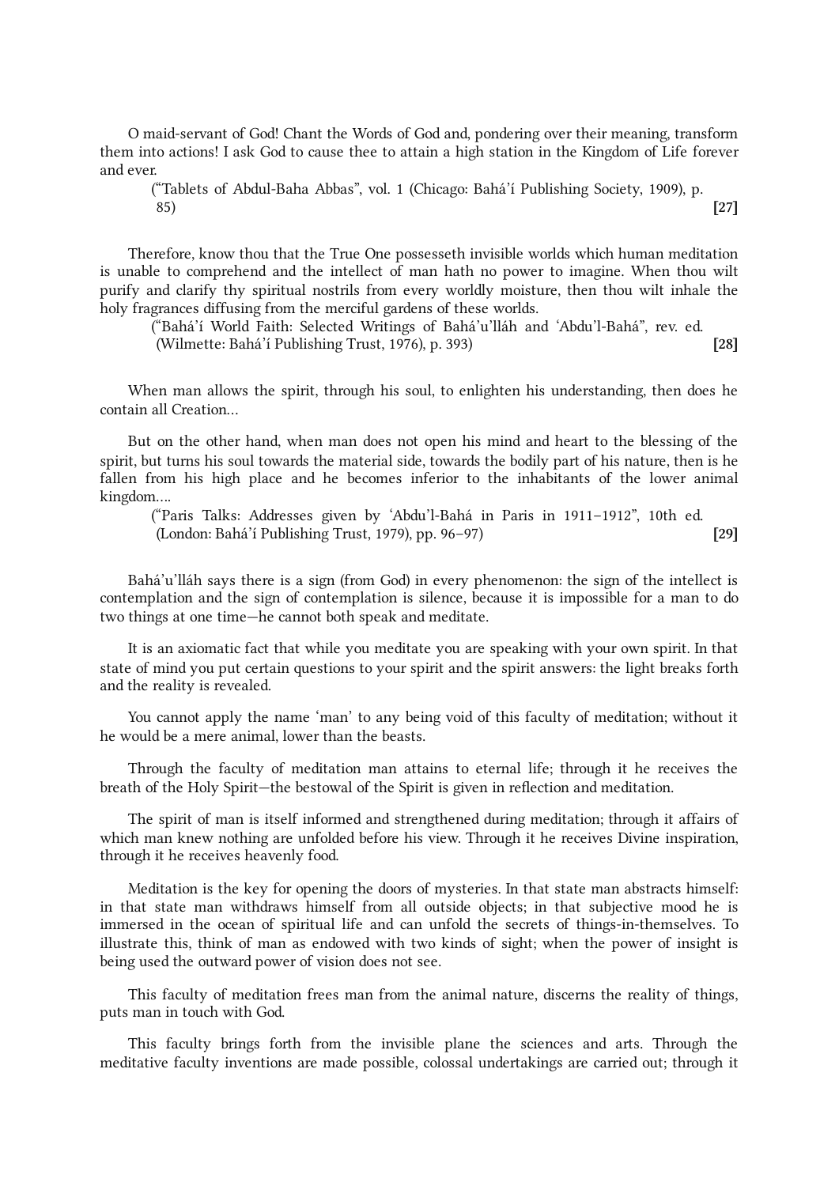O maid-servant of God! Chant the Words of God and, pondering over their meaning, transform them into actions! I ask God to cause thee to attain a high station in the Kingdom of Life forever and ever.

("Tablets of Abdul-Baha Abbas", vol. 1 (Chicago: Bahá'í Publishing Society, 1909), p. 85) **[27]**

Therefore, know thou that the True One possesseth invisible worlds which human meditation is unable to comprehend and the intellect of man hath no power to imagine. When thou wilt purify and clarify thy spiritual nostrils from every worldly moisture, then thou wilt inhale the holy fragrances diffusing from the merciful gardens of these worlds.

("Bahá'í World Faith: Selected Writings of Bahá'u'lláh and 'Abdu'l-Bahá", rev. ed. (Wilmette: Bahá'í Publishing Trust, 1976), p. 393) **[28]**

When man allows the spirit, through his soul, to enlighten his understanding, then does he contain all Creation…

But on the other hand, when man does not open his mind and heart to the blessing of the spirit, but turns his soul towards the material side, towards the bodily part of his nature, then is he fallen from his high place and he becomes inferior to the inhabitants of the lower animal kingdom….

("Paris Talks: Addresses given by 'Abdu'l-Bahá in Paris in 1911–1912", 10th ed. (London: Bahá'í Publishing Trust, 1979), pp. 96–97) **[29]**

Bahá'u'lláh says there is a sign (from God) in every phenomenon: the sign of the intellect is contemplation and the sign of contemplation is silence, because it is impossible for a man to do two things at one time—he cannot both speak and meditate.

It is an axiomatic fact that while you meditate you are speaking with your own spirit. In that state of mind you put certain questions to your spirit and the spirit answers: the light breaks forth and the reality is revealed.

You cannot apply the name 'man' to any being void of this faculty of meditation; without it he would be a mere animal, lower than the beasts.

Through the faculty of meditation man attains to eternal life; through it he receives the breath of the Holy Spirit—the bestowal of the Spirit is given in reflection and meditation.

The spirit of man is itself informed and strengthened during meditation; through it affairs of which man knew nothing are unfolded before his view. Through it he receives Divine inspiration, through it he receives heavenly food.

Meditation is the key for opening the doors of mysteries. In that state man abstracts himself: in that state man withdraws himself from all outside objects; in that subjective mood he is immersed in the ocean of spiritual life and can unfold the secrets of things-in-themselves. To illustrate this, think of man as endowed with two kinds of sight; when the power of insight is being used the outward power of vision does not see.

This faculty of meditation frees man from the animal nature, discerns the reality of things, puts man in touch with God.

This faculty brings forth from the invisible plane the sciences and arts. Through the meditative faculty inventions are made possible, colossal undertakings are carried out; through it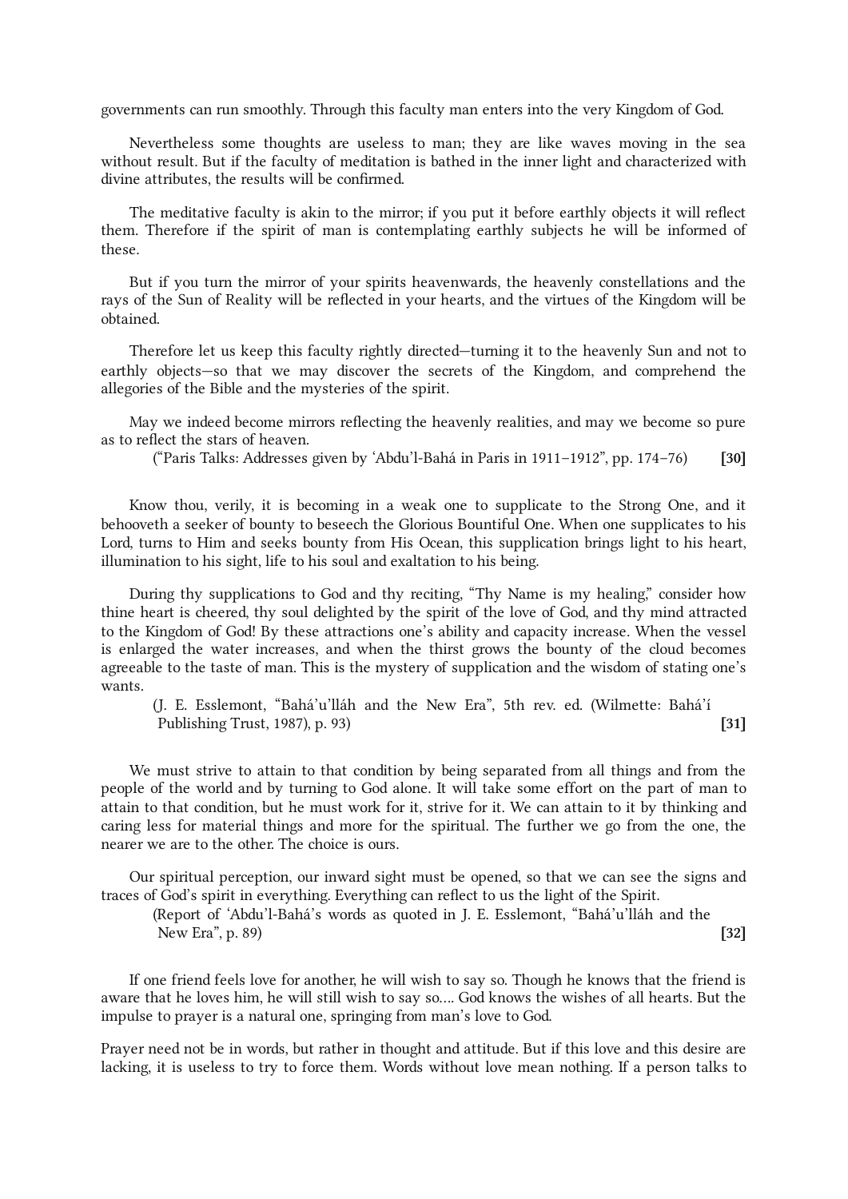governments can run smoothly. Through this faculty man enters into the very Kingdom of God.

Nevertheless some thoughts are useless to man; they are like waves moving in the sea without result. But if the faculty of meditation is bathed in the inner light and characterized with divine attributes, the results will be confirmed.

The meditative faculty is akin to the mirror; if you put it before earthly objects it will reflect them. Therefore if the spirit of man is contemplating earthly subjects he will be informed of these.

But if you turn the mirror of your spirits heavenwards, the heavenly constellations and the rays of the Sun of Reality will be reflected in your hearts, and the virtues of the Kingdom will be obtained.

Therefore let us keep this faculty rightly directed—turning it to the heavenly Sun and not to earthly objects—so that we may discover the secrets of the Kingdom, and comprehend the allegories of the Bible and the mysteries of the spirit.

May we indeed become mirrors reflecting the heavenly realities, and may we become so pure as to reflect the stars of heaven.

("Paris Talks: Addresses given by 'Abdu'l-Bahá in Paris in 1911–1912", pp. 174–76) **[30]**

Know thou, verily, it is becoming in a weak one to supplicate to the Strong One, and it behooveth a seeker of bounty to beseech the Glorious Bountiful One. When one supplicates to his Lord, turns to Him and seeks bounty from His Ocean, this supplication brings light to his heart, illumination to his sight, life to his soul and exaltation to his being.

During thy supplications to God and thy reciting, "Thy Name is my healing," consider how thine heart is cheered, thy soul delighted by the spirit of the love of God, and thy mind attracted to the Kingdom of God! By these attractions one's ability and capacity increase. When the vessel is enlarged the water increases, and when the thirst grows the bounty of the cloud becomes agreeable to the taste of man. This is the mystery of supplication and the wisdom of stating one's wants.

(J. E. Esslemont, "Bahá'u'lláh and the New Era", 5th rev. ed. (Wilmette: Bahá'í Publishing Trust, 1987), p. 93) **[31]**

We must strive to attain to that condition by being separated from all things and from the people of the world and by turning to God alone. It will take some effort on the part of man to attain to that condition, but he must work for it, strive for it. We can attain to it by thinking and caring less for material things and more for the spiritual. The further we go from the one, the nearer we are to the other. The choice is ours.

Our spiritual perception, our inward sight must be opened, so that we can see the signs and traces of God's spirit in everything. Everything can reflect to us the light of the Spirit.

(Report of 'Abdu'l-Bahá's words as quoted in J. E. Esslemont, "Bahá'u'lláh and the New Era", p. 89) **[32]**

If one friend feels love for another, he will wish to say so. Though he knows that the friend is aware that he loves him, he will still wish to say so.... God knows the wishes of all hearts. But the impulse to prayer is a natural one, springing from man's love to God.

Prayer need not be in words, but rather in thought and attitude. But if this love and this desire are lacking, it is useless to try to force them. Words without love mean nothing. If a person talks to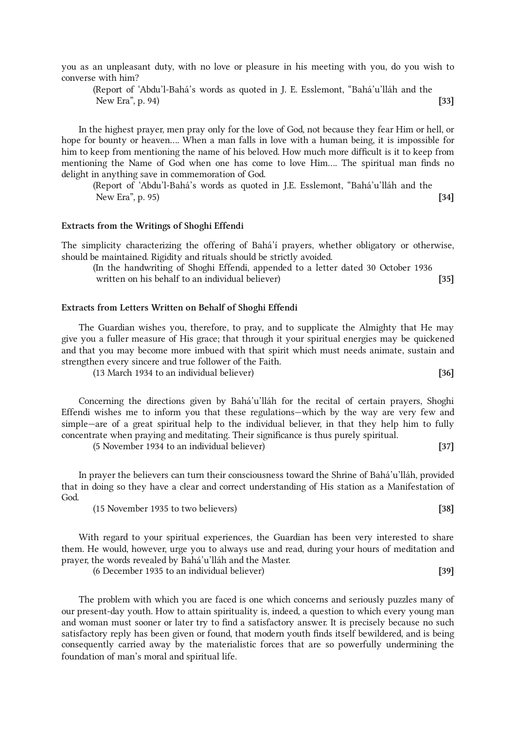you as an unpleasant duty, with no love or pleasure in his meeting with you, do you wish to converse with him?

(Report of ‘Abdu’l-Bahá’s words as quoted in J. E. Esslemont, “Bahá’u’lláh and the New Era”, p. 94) **[33]**

In the highest prayer, men pray only for the love of God, not because they fear Him or hell, or hope for bounty or heaven.... When a man falls in love with a human being, it is impossible for him to keep from mentioning the name of his beloved. How much more difficult is it to keep from mentioning the Name of God when one has come to love Him.... The spiritual man finds no delight in anything save in commemoration of God.

(Report of ‘Abdu’l-Bahá’s words as quoted in J.E. Esslemont, “Bahá’u’lláh and the New Era”, p. 95) **[34]**

### Extracts from the Writings of Shoghi Effendi

The simplicity characterizing the offering of Bahá’í prayers, whether obligatory or otherwise, should be maintained. Rigidity and rituals should be strictly avoided.

(In the handwriting of Shoghi Effendi, appended to a letter dated 30 October 1936 written on his behalf to an individual believer) **[35]**

### Extracts from Letters Written on Behalf of Shoghi Effendi

The Guardian wishes you, therefore, to pray, and to supplicate the Almighty that He may give you a fuller measure of His grace; that through it your spiritual energies may be quickened and that you may become more imbued with that spirit which must needs animate, sustain and strengthen every sincere and true follower of the Faith.

(13 March 1934 to an individual believer) **[36]**

Concerning the directions given by Bahá’u’lláh for the recital of certain prayers, Shoghi Effendi wishes me to inform you that these regulations—which by the way are very few and simple—are of a great spiritual help to the individual believer, in that they help him to fully concentrate when praying and meditating. Their significance is thus purely spiritual.

(5 November 1934 to an individual believer) **[37]**

In prayer the believers can turn their consciousness toward the Shrine of Bahá’u’lláh, provided that in doing so they have a clear and correct understanding of His station as a Manifestation of God.

(15 November 1935 to two believers) **[38]**

With regard to your spiritual experiences, the Guardian has been very interested to share them. He would, however, urge you to always use and read, during your hours of meditation and prayer, the words revealed by Bahá’u’lláh and the Master.

(6 December 1935 to an individual believer) **[39]**

The problem with which you are faced is one which concerns and seriously puzzles many of our present-day youth. How to attain spirituality is, indeed, a question to which every young man and woman must sooner or later try to find a satisfactory answer. It is precisely because no such satisfactory reply has been given or found, that modern youth finds itself bewildered, and is being consequently carried away by the materialistic forces that are so powerfully undermining the foundation of man’s moral and spiritual life.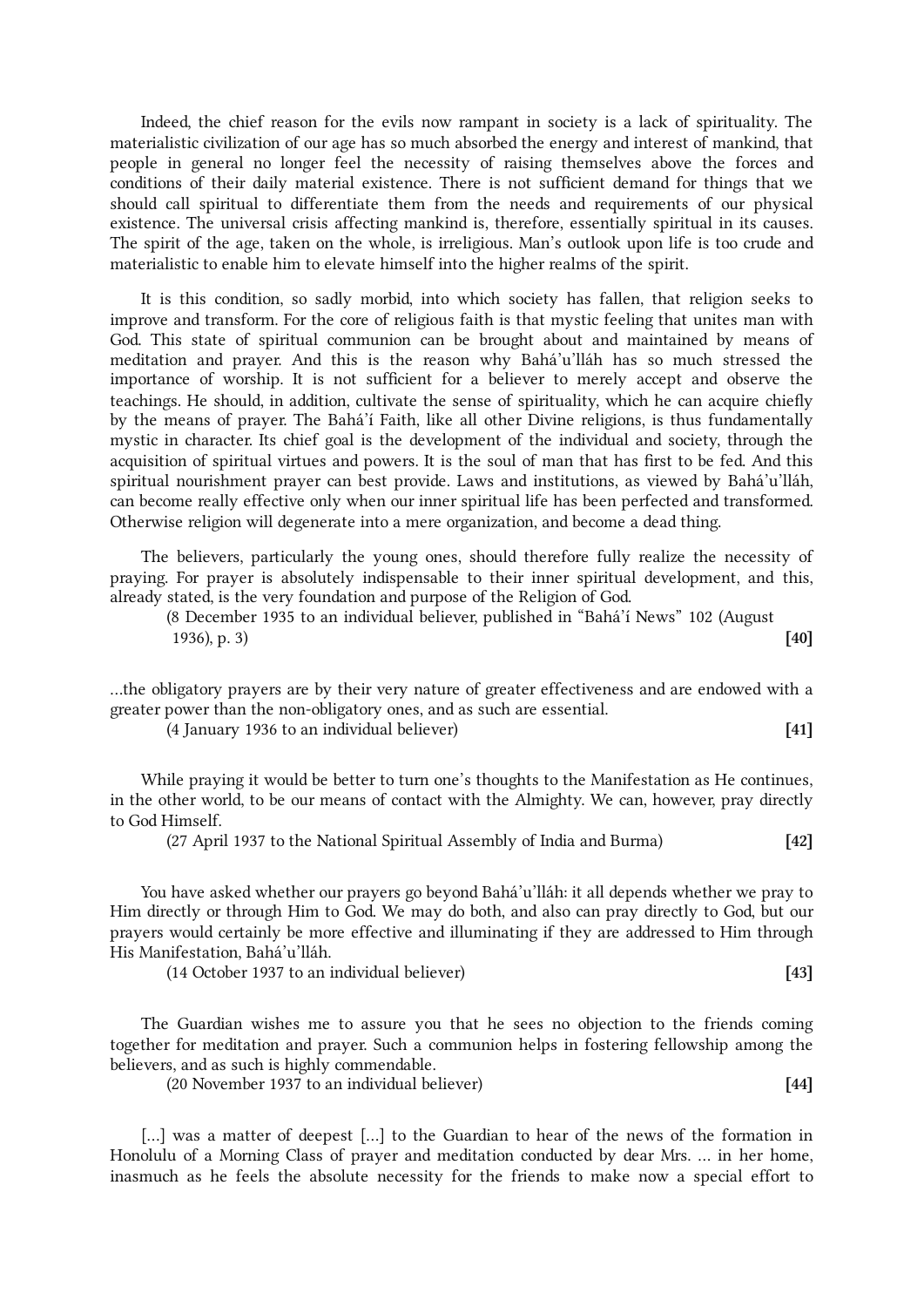Indeed, the chief reason for the evils now rampant in society is a lack of spirituality. The materialistic civilization of our age has so much absorbed the energy and interest of mankind, that people in general no longer feel the necessity of raising themselves above the forces and conditions of their daily material existence. There is not sufficient demand for things that we should call spiritual to differentiate them from the needs and requirements of our physical existence. The universal crisis affecting mankind is, therefore, essentially spiritual in its causes. The spirit of the age, taken on the whole, is irreligious. Man's outlook upon life is too crude and materialistic to enable him to elevate himself into the higher realms of the spirit.

It is this condition, so sadly morbid, into which society has fallen, that religion seeks to improve and transform. For the core of religious faith is that mystic feeling that unites man with God. This state of spiritual communion can be brought about and maintained by means of meditation and prayer. And this is the reason why Bahá'u'lláh has so much stressed the importance of worship. It is not sufficient for a believer to merely accept and observe the teachings. He should, in addition, cultivate the sense of spirituality, which he can acquire chiefly by the means of prayer. The Bahá'í Faith, like all other Divine religions, is thus fundamentally mystic in character. Its chief goal is the development of the individual and society, through the acquisition of spiritual virtues and powers. It is the soul of man that has first to be fed. And this spiritual nourishment prayer can best provide. Laws and institutions, as viewed by Bahá'u'lláh, can become really effective only when our inner spiritual life has been perfected and transformed. Otherwise religion will degenerate into a mere organization, and become a dead thing.

The believers, particularly the young ones, should therefore fully realize the necessity of praying. For prayer is absolutely indispensable to their inner spiritual development, and this, already stated, is the very foundation and purpose of the Religion of God.

(8 December 1935 to an individual believer, published in "Bahá'í News" 102 (August 1936), p. 3) **[40]**

...the obligatory prayers are by their very nature of greater effectiveness and are endowed with a greater power than the non-obligatory ones, and as such are essential.

(4 January 1936 to an individual believer) **[41]**

While praying it would be better to turn one's thoughts to the Manifestation as He continues, in the other world, to be our means of contact with the Almighty. We can, however, pray directly to God Himself.

(27 April 1937 to the National Spiritual Assembly of India and Burma) **[42]**

You have asked whether our prayers go beyond Bahá'u'lláh: it all depends whether we pray to Him directly or through Him to God. We may do both, and also can pray directly to God, but our prayers would certainly be more effective and illuminating if they are addressed to Him through His Manifestation, Bahá'u'lláh.

(14 October 1937 to an individual believer) **[43]**

The Guardian wishes me to assure you that he sees no objection to the friends coming together for meditation and prayer. Such a communion helps in fostering fellowship among the believers, and as such is highly commendable.

(20 November 1937 to an individual believer) **[44]**

[...] was a matter of deepest [...] to the Guardian to hear of the news of the formation in Honolulu of a Morning Class of prayer and meditation conducted by dear Mrs. ... in her home, inasmuch as he feels the absolute necessity for the friends to make now a special effort to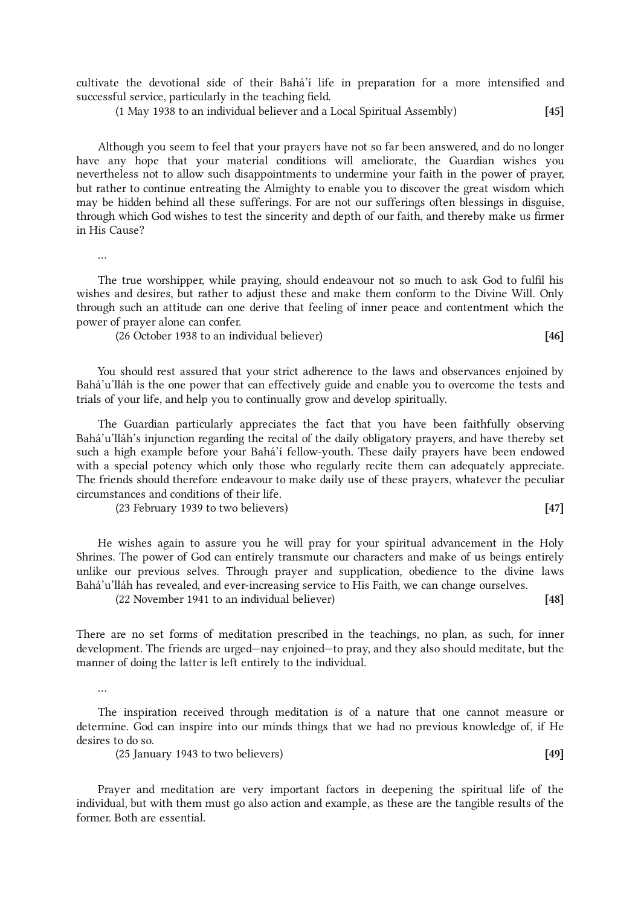cultivate the devotional side of their Bahá'í life in preparation for a more intensified and successful service, particularly in the teaching field.

(1 May 1938 to an individual believer and a Local Spiritual Assembly) **[45]**

Although you seem to feel that your prayers have not so far been answered, and do no longer have any hope that your material conditions will ameliorate, the Guardian wishes you nevertheless not to allow such disappointments to undermine your faith in the power of prayer, but rather to continue entreating the Almighty to enable you to discover the great wisdom which may be hidden behind all these sufferings. For are not our sufferings often blessings in disguise, through which God wishes to test the sincerity and depth of our faith, and thereby make us firmer in His Cause?

…

The true worshipper, while praying, should endeavour not so much to ask God to fulfil his wishes and desires, but rather to adjust these and make them conform to the Divine Will. Only through such an attitude can one derive that feeling of inner peace and contentment which the power of prayer alone can confer.

(26 October 1938 to an individual believer) **[46]**

You should rest assured that your strict adherence to the laws and observances enjoined by Bahá'u'lláh is the one power that can effectively guide and enable you to overcome the tests and trials of your life, and help you to continually grow and develop spiritually.

The Guardian particularly appreciates the fact that you have been faithfully observing Bahá'u'lláh's injunction regarding the recital of the daily obligatory prayers, and have thereby set such a high example before your Bahá'í fellow-youth. These daily prayers have been endowed with a special potency which only those who regularly recite them can adequately appreciate. The friends should therefore endeavour to make daily use of these prayers, whatever the peculiar circumstances and conditions of their life.

(23 February 1939 to two believers) **[47]**

He wishes again to assure you he will pray for your spiritual advancement in the Holy Shrines. The power of God can entirely transmute our characters and make of us beings entirely unlike our previous selves. Through prayer and supplication, obedience to the divine laws Bahá'u'lláh has revealed, and ever-increasing service to His Faith, we can change ourselves.

(22 November 1941 to an individual believer) **[48]**

There are no set forms of meditation prescribed in the teachings, no plan, as such, for inner development. The friends are urged—nay enjoined—to pray, and they also should meditate, but the manner of doing the latter is left entirely to the individual.

…

The inspiration received through meditation is of a nature that one cannot measure or determine. God can inspire into our minds things that we had no previous knowledge of, if He desires to do so.

(25 January 1943 to two believers) **[49]**

Prayer and meditation are very important factors in deepening the spiritual life of the individual, but with them must go also action and example, as these are the tangible results of the former. Both are essential.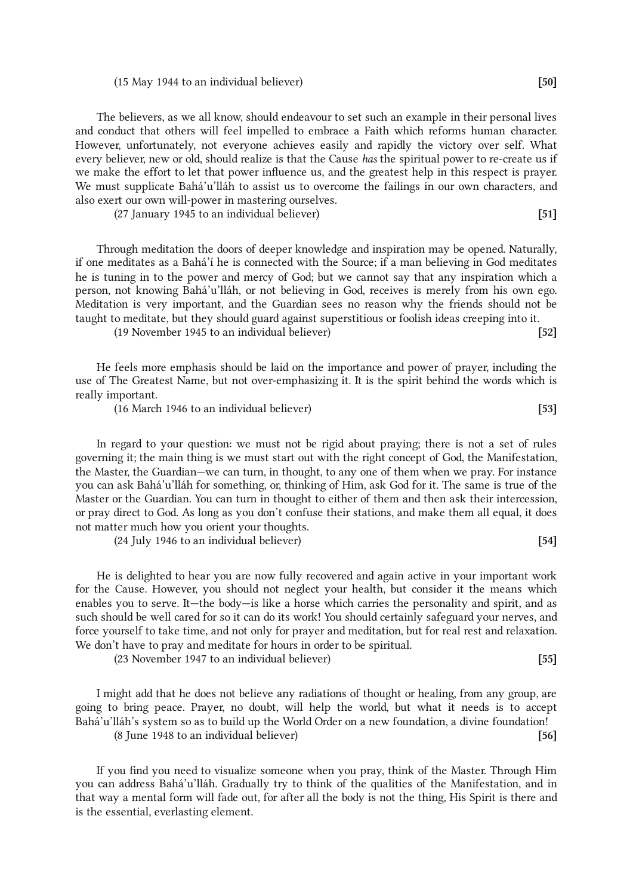(15 May 1944 to an individual believer) **[50]**

The believers, as we all know, should endeavour to set such an example in their personal lives and conduct that others will feel impelled to embrace a Faith which reforms human character. However, unfortunately, not everyone achieves easily and rapidly the victory over self. What every believer, new or old, should realize is that the Cause *has* the spiritual power to re-create us if we make the effort to let that power influence us, and the greatest help in this respect is prayer. We must supplicate Bahá'u'lláh to assist us to overcome the failings in our own characters, and also exert our own will-power in mastering ourselves.

(27 January 1945 to an individual believer) **[51]**

Through meditation the doors of deeper knowledge and inspiration may be opened. Naturally, if one meditates as a Bahá'í he is connected with the Source; if a man believing in God meditates he is tuning in to the power and mercy of God; but we cannot say that any inspiration which a person, not knowing Bahá'u'lláh, or not believing in God, receives is merely from his own ego. Meditation is very important, and the Guardian sees no reason why the friends should not be taught to meditate, but they should guard against superstitious or foolish ideas creeping into it.

(19 November 1945 to an individual believer) **[52]**

He feels more emphasis should be laid on the importance and power of prayer, including the use of The Greatest Name, but not over-emphasizing it. It is the spirit behind the words which is really important.

(16 March 1946 to an individual believer) **[53]**

In regard to your question: we must not be rigid about praying; there is not a set of rules governing it; the main thing is we must start out with the right concept of God, the Manifestation, the Master, the Guardian—we can turn, in thought, to any one of them when we pray. For instance you can ask Bahá'u'lláh for something, or, thinking of Him, ask God for it. The same is true of the Master or the Guardian. You can turn in thought to either of them and then ask their intercession, or pray direct to God. As long as you don't confuse their stations, and make them all equal, it does not matter much how you orient your thoughts.

(24 July 1946 to an individual believer) **[54]**

He is delighted to hear you are now fully recovered and again active in your important work for the Cause. However, you should not neglect your health, but consider it the means which enables you to serve. It—the body—is like a horse which carries the personality and spirit, and as such should be well cared for so it can do its work! You should certainly safeguard your nerves, and force yourself to take time, and not only for prayer and meditation, but for real rest and relaxation. We don't have to pray and meditate for hours in order to be spiritual.

(23 November 1947 to an individual believer) **[55]**

I might add that he does not believe any radiations of thought or healing, from any group, are going to bring peace. Prayer, no doubt, will help the world, but what it needs is to accept Bahá'u'lláh's system so as to build up the World Order on a new foundation, a divine foundation!

(8 June 1948 to an individual believer) **[56]**

If you find you need to visualize someone when you pray, think of the Master. Through Him you can address Bahá'u'lláh. Gradually try to think of the qualities of the Manifestation, and in that way a mental form will fade out, for after all the body is not the thing, His Spirit is there and is the essential, everlasting element.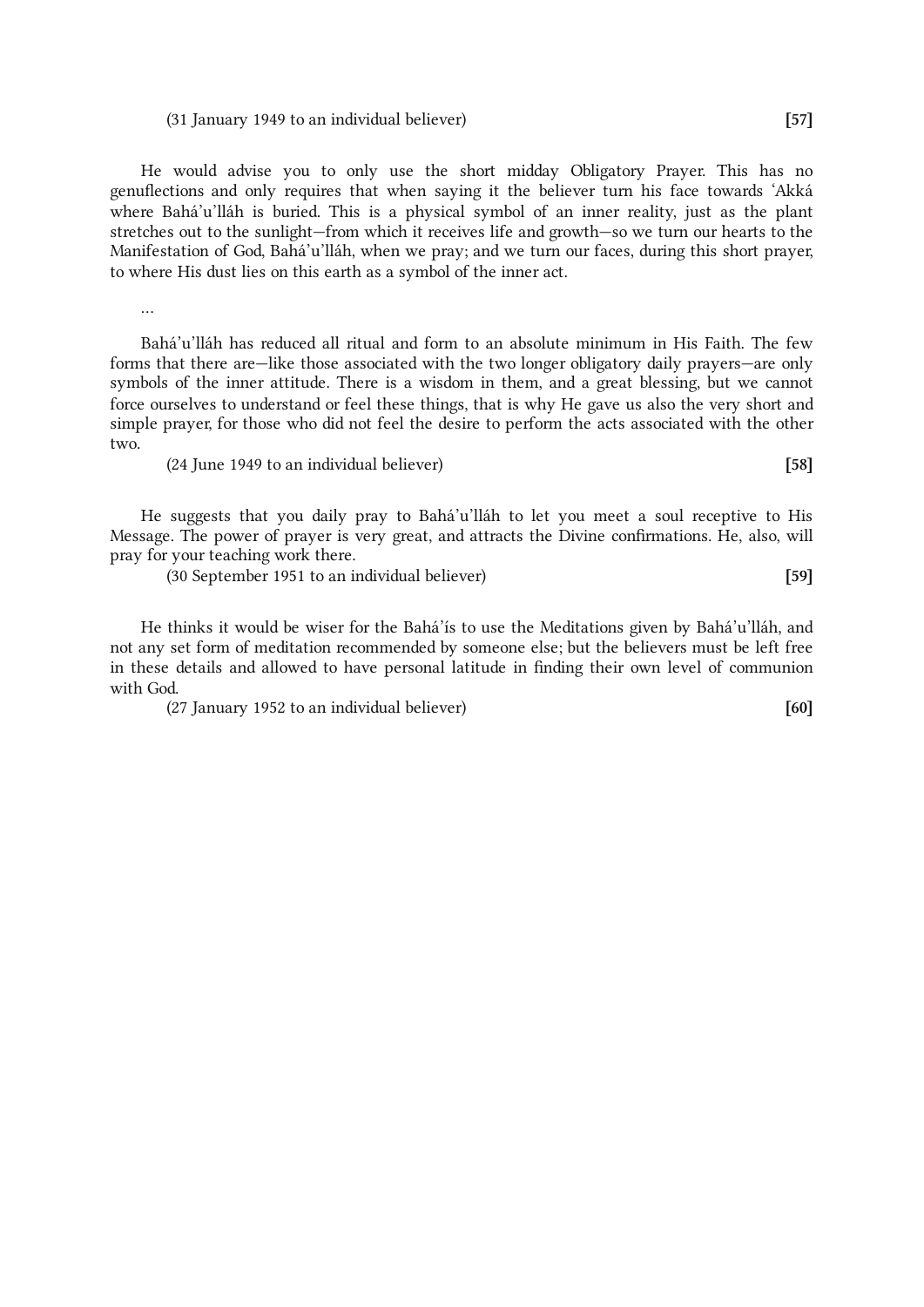(31 January 1949 to an individual believer) **[57]**

He would advise you to only use the short midday Obligatory Prayer. This has no genuflections and only requires that when saying it the believer turn his face towards ‘Akká where Bahá’u’lláh is buried. This is a physical symbol of an inner reality, just as the plant stretches out to the sunlight—from which it receives life and growth—so we turn our hearts to the Manifestation of God, Bahá’u’lláh, when we pray; and we turn our faces, during this short prayer, to where His dust lies on this earth as a symbol of the inner act.

…

Bahá’u’lláh has reduced all ritual and form to an absolute minimum in His Faith. The few forms that there are—like those associated with the two longer obligatory daily prayers—are only symbols of the inner attitude. There is a wisdom in them, and a great blessing, but we cannot force ourselves to understand or feel these things, that is why He gave us also the very short and simple prayer, for those who did not feel the desire to perform the acts associated with the other two.

(24 June 1949 to an individual believer) **[58]**

He suggests that you daily pray to Bahá’u’lláh to let you meet a soul receptive to His Message. The power of prayer is very great, and attracts the Divine confirmations. He, also, will pray for your teaching work there.

(30 September 1951 to an individual believer) **[59]**

He thinks it would be wiser for the Bahá’ís to use the Meditations given by Bahá’u’lláh, and not any set form of meditation recommended by someone else; but the believers must be left free in these details and allowed to have personal latitude in finding their own level of communion with God.

(27 January 1952 to an individual believer) **[60]**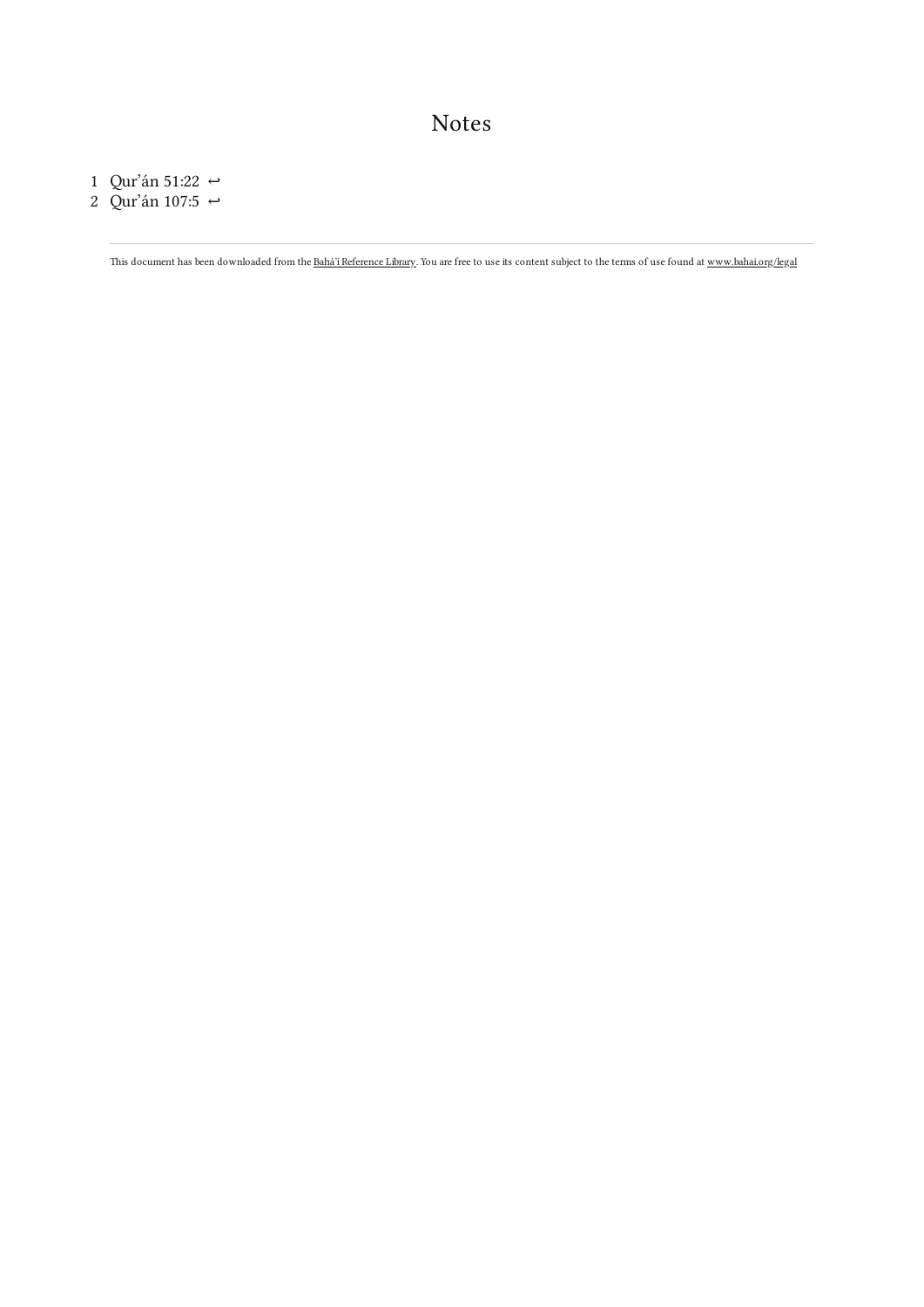# Notes

1. Qur'án 51:22 ↩
2. Qur'án 107:5 ↩

---

This document has been downloaded from the Bahá'í Reference Library. You are free to use its content subject to the terms of use found at www.bahai.org/legal